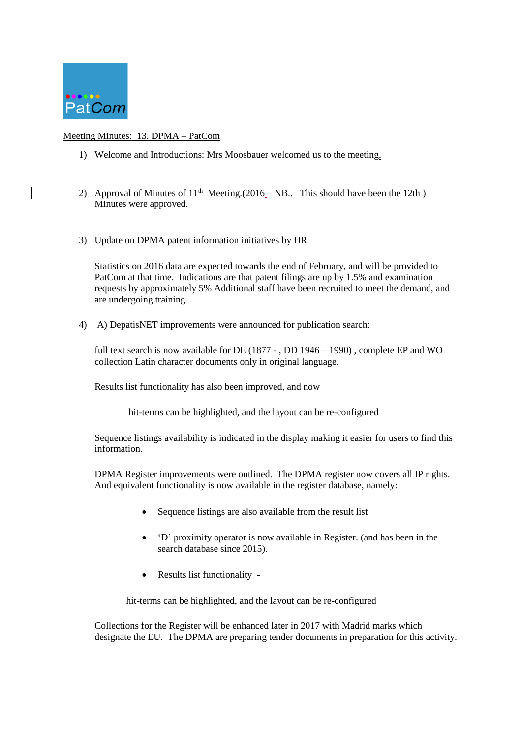PatCom

Meeting Minutes: 13. DPMA – PatCom

1) Welcome and Introductions: Mrs Moosbauer welcomed us to the meeting.

2) Approval of Minutes of 11th Meeting.(2016 – NB.. This should have been the 12th ) Minutes were approved.

3) Update on DPMA patent information initiatives by HR

   Statistics on 2016 data are expected towards the end of February, and will be provided to PatCom at that time. Indications are that patent filings are up by 1.5% and examination requests by approximately 5% Additional staff have been recruited to meet the demand, and are undergoing training.

4) A) DepatisNET improvements were announced for publication search:

   full text search is now available for DE (1877 - , DD 1946 – 1990) , complete EP and WO collection Latin character documents only in original language.

   Results list functionality has also been improved, and now

   hit-terms can be highlighted, and the layout can be re-configured

   Sequence listings availability is indicated in the display making it easier for users to find this information.

   DPMA Register improvements were outlined. The DPMA register now covers all IP rights. And equivalent functionality is now available in the register database, namely:

   - Sequence listings are also available from the result list
   - 'D' proximity operator is now available in Register. (and has been in the search database since 2015).
   - Results list functionality -

   hit-terms can be highlighted, and the layout can be re-configured

   Collections for the Register will be enhanced later in 2017 with Madrid marks which designate the EU. The DPMA are preparing tender documents in preparation for this activity.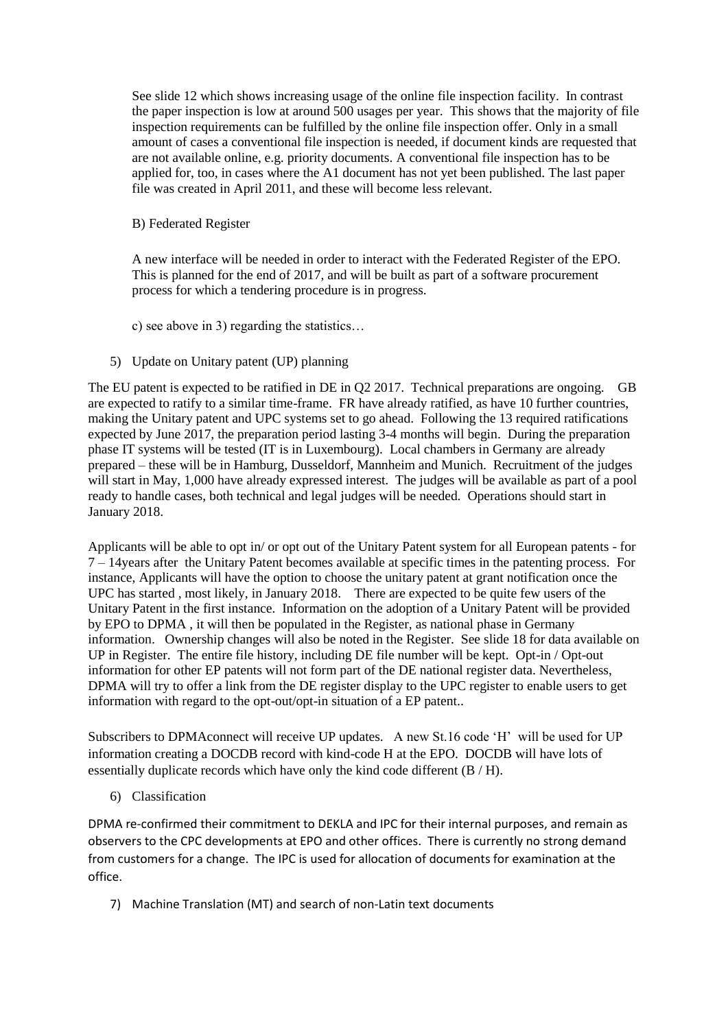See slide 12 which shows increasing usage of the online file inspection facility. In contrast the paper inspection is low at around 500 usages per year. This shows that the majority of file inspection requirements can be fulfilled by the online file inspection offer. Only in a small amount of cases a conventional file inspection is needed, if document kinds are requested that are not available online, e.g. priority documents. A conventional file inspection has to be applied for, too, in cases where the A1 document has not yet been published. The last paper file was created in April 2011, and these will become less relevant.

B) Federated Register

A new interface will be needed in order to interact with the Federated Register of the EPO. This is planned for the end of 2017, and will be built as part of a software procurement process for which a tendering procedure is in progress.

c) see above in 3) regarding the statistics…

5) Update on Unitary patent (UP) planning

The EU patent is expected to be ratified in DE in Q2 2017. Technical preparations are ongoing. GB are expected to ratify to a similar time-frame. FR have already ratified, as have 10 further countries, making the Unitary patent and UPC systems set to go ahead. Following the 13 required ratifications expected by June 2017, the preparation period lasting 3-4 months will begin. During the preparation phase IT systems will be tested (IT is in Luxembourg). Local chambers in Germany are already prepared – these will be in Hamburg, Dusseldorf, Mannheim and Munich. Recruitment of the judges will start in May, 1,000 have already expressed interest. The judges will be available as part of a pool ready to handle cases, both technical and legal judges will be needed. Operations should start in January 2018.

Applicants will be able to opt in/ or opt out of the Unitary Patent system for all European patents - for 7 – 14years after the Unitary Patent becomes available at specific times in the patenting process. For instance, Applicants will have the option to choose the unitary patent at grant notification once the UPC has started , most likely, in January 2018. There are expected to be quite few users of the Unitary Patent in the first instance. Information on the adoption of a Unitary Patent will be provided by EPO to DPMA , it will then be populated in the Register, as national phase in Germany information. Ownership changes will also be noted in the Register. See slide 18 for data available on UP in Register. The entire file history, including DE file number will be kept. Opt-in / Opt-out information for other EP patents will not form part of the DE national register data. Nevertheless, DPMA will try to offer a link from the DE register display to the UPC register to enable users to get information with regard to the opt-out/opt-in situation of a EP patent..

Subscribers to DPMAconnect will receive UP updates. A new St.16 code 'H' will be used for UP information creating a DOCDB record with kind-code H at the EPO. DOCDB will have lots of essentially duplicate records which have only the kind code different (B / H).

6) Classification

DPMA re-confirmed their commitment to DEKLA and IPC for their internal purposes, and remain as observers to the CPC developments at EPO and other offices. There is currently no strong demand from customers for a change. The IPC is used for allocation of documents for examination at the office.

7) Machine Translation (MT) and search of non-Latin text documents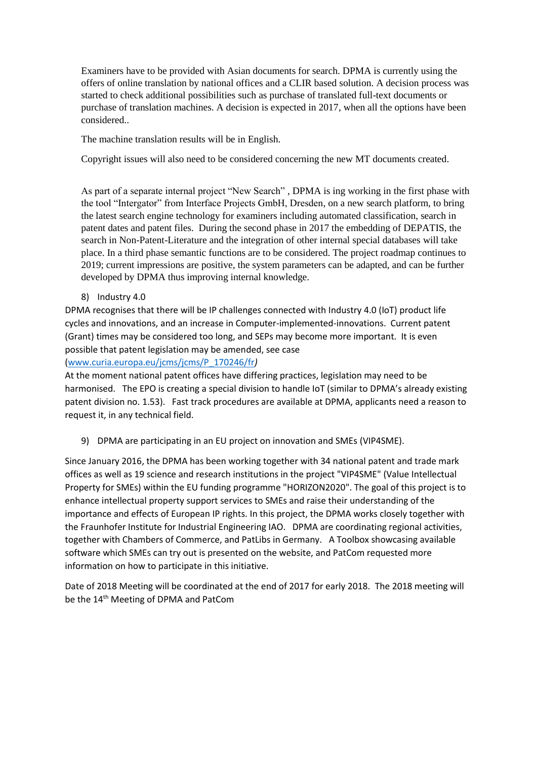Examiners have to be provided with Asian documents for search. DPMA is currently using the offers of online translation by national offices and a CLIR based solution. A decision process was started to check additional possibilities such as purchase of translated full-text documents or purchase of translation machines. A decision is expected in 2017, when all the options have been considered..

The machine translation results will be in English.

Copyright issues will also need to be considered concerning the new MT documents created.

As part of a separate internal project "New Search" , DPMA is ing working in the first phase with the tool "Intergator" from Interface Projects GmbH, Dresden, on a new search platform, to bring the latest search engine technology for examiners including automated classification, search in patent dates and patent files. During the second phase in 2017 the embedding of DEPATIS, the search in Non-Patent-Literature and the integration of other internal special databases will take place. In a third phase semantic functions are to be considered. The project roadmap continues to 2019; current impressions are positive, the system parameters can be adapted, and can be further developed by DPMA thus improving internal knowledge.

8) Industry 4.0

DPMA recognises that there will be IP challenges connected with Industry 4.0 (IoT) product life cycles and innovations, and an increase in Computer-implemented-innovations. Current patent (Grant) times may be considered too long, and SEPs may become more important. It is even possible that patent legislation may be amended, see case (www.curia.europa.eu/jcms/jcms/P_170246/fr*)*

At the moment national patent offices have differing practices, legislation may need to be harmonised. The EPO is creating a special division to handle IoT (similar to DPMA's already existing patent division no. 1.53). Fast track procedures are available at DPMA, applicants need a reason to request it, in any technical field.

9) DPMA are participating in an EU project on innovation and SMEs (VIP4SME).

Since January 2016, the DPMA has been working together with 34 national patent and trade mark offices as well as 19 science and research institutions in the project "VIP4SME" (Value Intellectual Property for SMEs) within the EU funding programme "HORIZON2020". The goal of this project is to enhance intellectual property support services to SMEs and raise their understanding of the importance and effects of European IP rights. In this project, the DPMA works closely together with the Fraunhofer Institute for Industrial Engineering IAO. DPMA are coordinating regional activities, together with Chambers of Commerce, and PatLibs in Germany. A Toolbox showcasing available software which SMEs can try out is presented on the website, and PatCom requested more information on how to participate in this initiative.

Date of 2018 Meeting will be coordinated at the end of 2017 for early 2018. The 2018 meeting will be the 14th Meeting of DPMA and PatCom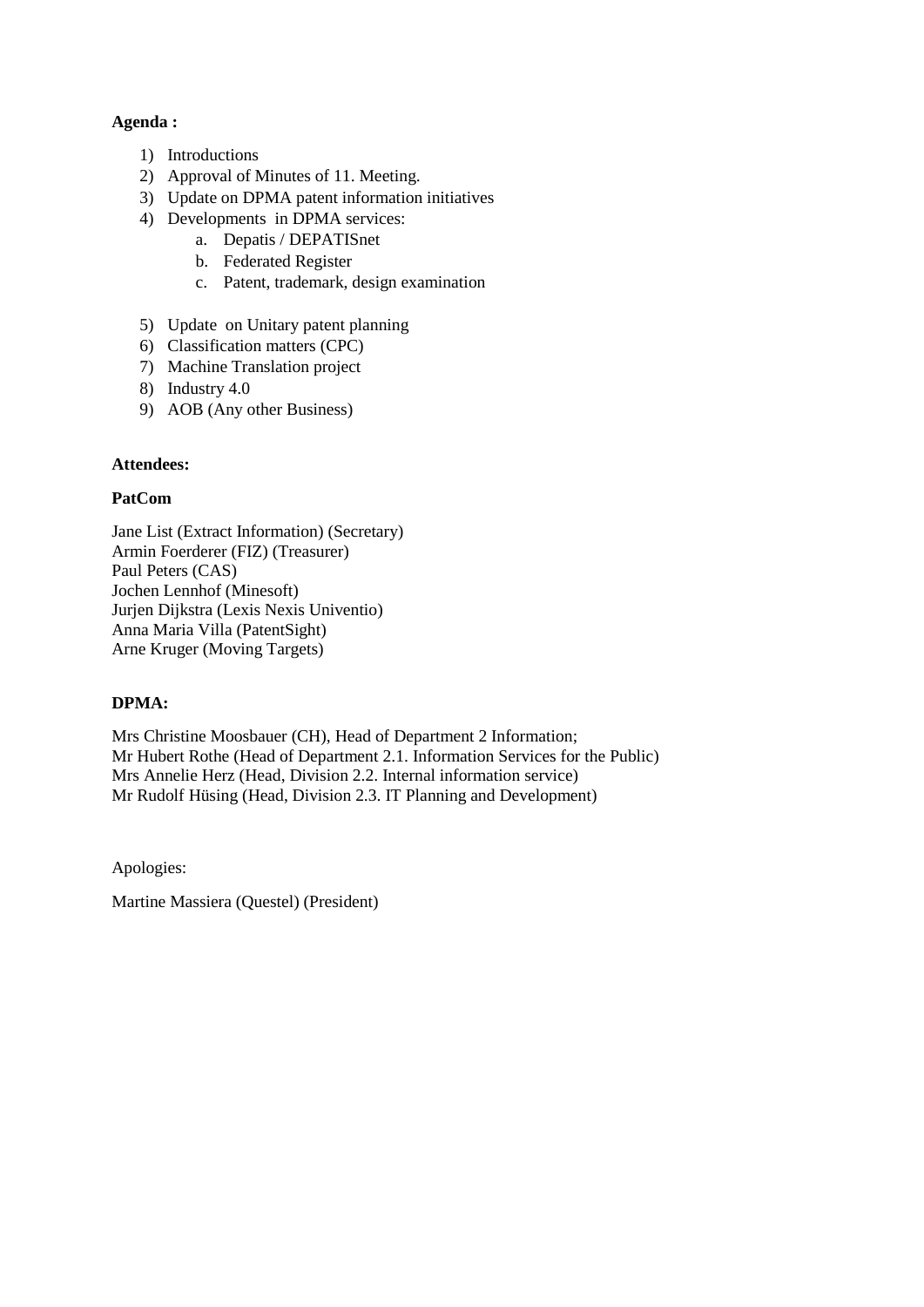**Agenda :**

1) Introductions
2) Approval of Minutes of 11. Meeting.
3) Update on DPMA patent information initiatives
4) Developments in DPMA services:
    a. Depatis / DEPATISnet
    b. Federated Register
    c. Patent, trademark, design examination
5) Update on Unitary patent planning
6) Classification matters (CPC)
7) Machine Translation project
8) Industry 4.0
9) AOB (Any other Business)

**Attendees:**

**PatCom**

Jane List (Extract Information) (Secretary)
Armin Foerderer (FIZ) (Treasurer)
Paul Peters (CAS)
Jochen Lennhof (Minesoft)
Jurjen Dijkstra (Lexis Nexis Univentio)
Anna Maria Villa (PatentSight)
Arne Kruger (Moving Targets)

**DPMA:**

Mrs Christine Moosbauer (CH), Head of Department 2 Information;
Mr Hubert Rothe (Head of Department 2.1. Information Services for the Public)
Mrs Annelie Herz (Head, Division 2.2. Internal information service)
Mr Rudolf Hüsing (Head, Division 2.3. IT Planning and Development)

Apologies:

Martine Massiera (Questel) (President)